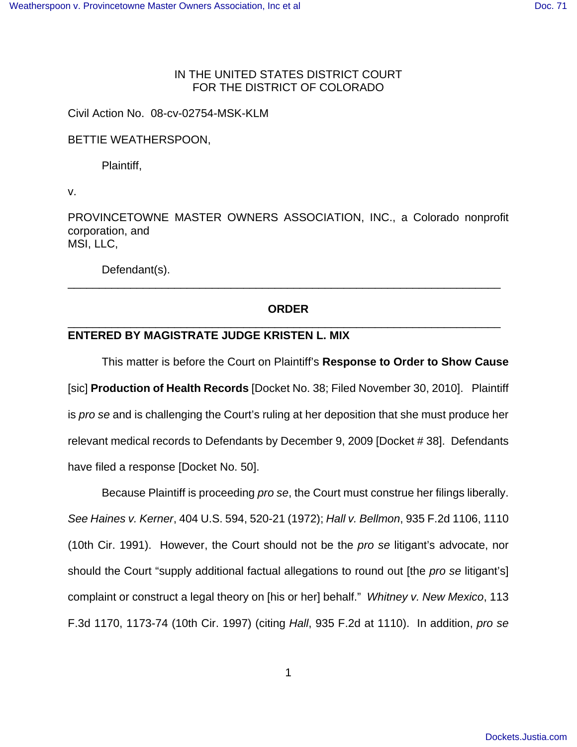IN THE UNITED STATES DISTRICT COURT
FOR THE DISTRICT OF COLORADO

Civil Action No. 08-cv-02754-MSK-KLM

BETTIE WEATHERSPOON,

Plaintiff,

v.

PROVINCETOWNE MASTER OWNERS ASSOCIATION, INC., a Colorado nonprofit corporation, and
MSI, LLC,

Defendant(s).

---

**ORDER**

---

**ENTERED BY MAGISTRATE JUDGE KRISTEN L. MIX**

This matter is before the Court on Plaintiff's **Response to Order to Show Cause** [sic] **Production of Health Records** [Docket No. 38; Filed November 30, 2010]. Plaintiff is *pro se* and is challenging the Court's ruling at her deposition that she must produce her relevant medical records to Defendants by December 9, 2009 [Docket # 38]. Defendants have filed a response [Docket No. 50].

Because Plaintiff is proceeding *pro se*, the Court must construe her filings liberally. *See Haines v. Kerner*, 404 U.S. 594, 520-21 (1972); *Hall v. Bellmon*, 935 F.2d 1106, 1110 (10th Cir. 1991). However, the Court should not be the *pro se* litigant's advocate, nor should the Court "supply additional factual allegations to round out [the *pro se* litigant's] complaint or construct a legal theory on [his or her] behalf." *Whitney v. New Mexico*, 113 F.3d 1170, 1173-74 (10th Cir. 1997) (citing *Hall*, 935 F.2d at 1110). In addition, *pro se*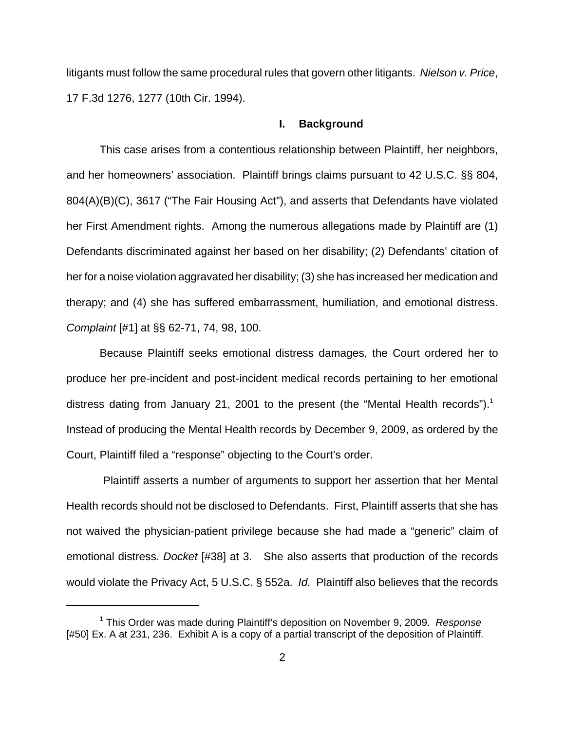litigants must follow the same procedural rules that govern other litigants. *Nielson v. Price*, 17 F.3d 1276, 1277 (10th Cir. 1994).

## I. Background

This case arises from a contentious relationship between Plaintiff, her neighbors, and her homeowners' association. Plaintiff brings claims pursuant to 42 U.S.C. §§ 804, 804(A)(B)(C), 3617 ("The Fair Housing Act"), and asserts that Defendants have violated her First Amendment rights. Among the numerous allegations made by Plaintiff are (1) Defendants discriminated against her based on her disability; (2) Defendants' citation of her for a noise violation aggravated her disability; (3) she has increased her medication and therapy; and (4) she has suffered embarrassment, humiliation, and emotional distress. *Complaint* [#1] at §§ 62-71, 74, 98, 100.

Because Plaintiff seeks emotional distress damages, the Court ordered her to produce her pre-incident and post-incident medical records pertaining to her emotional distress dating from January 21, 2001 to the present (the "Mental Health records").[1] Instead of producing the Mental Health records by December 9, 2009, as ordered by the Court, Plaintiff filed a "response" objecting to the Court's order.

Plaintiff asserts a number of arguments to support her assertion that her Mental Health records should not be disclosed to Defendants. First, Plaintiff asserts that she has not waived the physician-patient privilege because she had made a "generic" claim of emotional distress. *Docket* [#38] at 3. She also asserts that production of the records would violate the Privacy Act, 5 U.S.C. § 552a. *Id.* Plaintiff also believes that the records

---

[1] This Order was made during Plaintiff's deposition on November 9, 2009. *Response* [#50] Ex. A at 231, 236. Exhibit A is a copy of a partial transcript of the deposition of Plaintiff.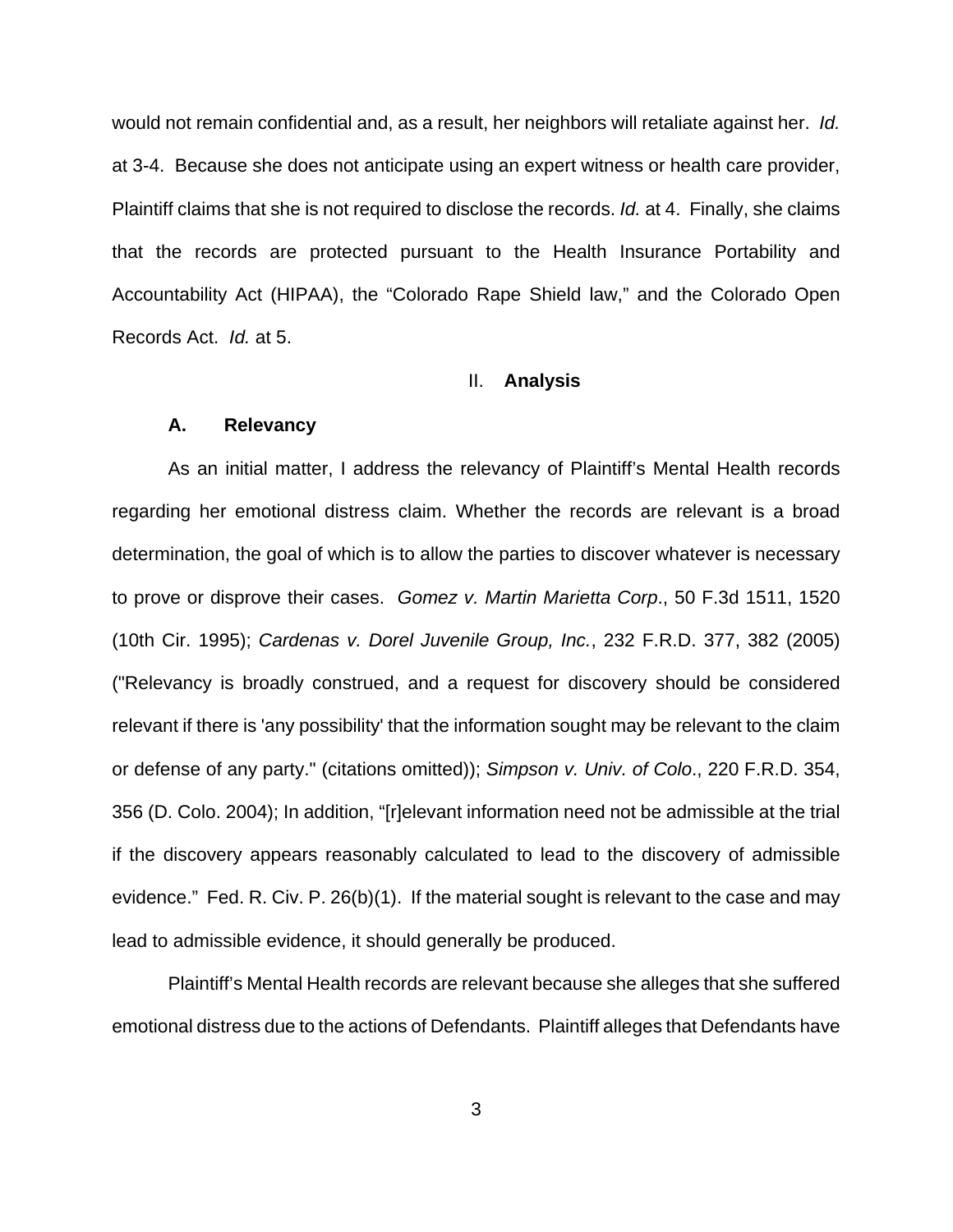would not remain confidential and, as a result, her neighbors will retaliate against her. *Id.* at 3-4. Because she does not anticipate using an expert witness or health care provider, Plaintiff claims that she is not required to disclose the records. *Id.* at 4. Finally, she claims that the records are protected pursuant to the Health Insurance Portability and Accountability Act (HIPAA), the "Colorado Rape Shield law," and the Colorado Open Records Act. *Id.* at 5.

## II. **Analysis**

### **A. Relevancy**

As an initial matter, I address the relevancy of Plaintiff's Mental Health records regarding her emotional distress claim. Whether the records are relevant is a broad determination, the goal of which is to allow the parties to discover whatever is necessary to prove or disprove their cases. *Gomez v. Martin Marietta Corp*., 50 F.3d 1511, 1520 (10th Cir. 1995); *Cardenas v. Dorel Juvenile Group, Inc.*, 232 F.R.D. 377, 382 (2005) ("Relevancy is broadly construed, and a request for discovery should be considered relevant if there is 'any possibility' that the information sought may be relevant to the claim or defense of any party." (citations omitted)); *Simpson v. Univ. of Colo*., 220 F.R.D. 354, 356 (D. Colo. 2004); In addition, "[r]elevant information need not be admissible at the trial if the discovery appears reasonably calculated to lead to the discovery of admissible evidence." Fed. R. Civ. P. 26(b)(1). If the material sought is relevant to the case and may lead to admissible evidence, it should generally be produced.

Plaintiff's Mental Health records are relevant because she alleges that she suffered emotional distress due to the actions of Defendants. Plaintiff alleges that Defendants have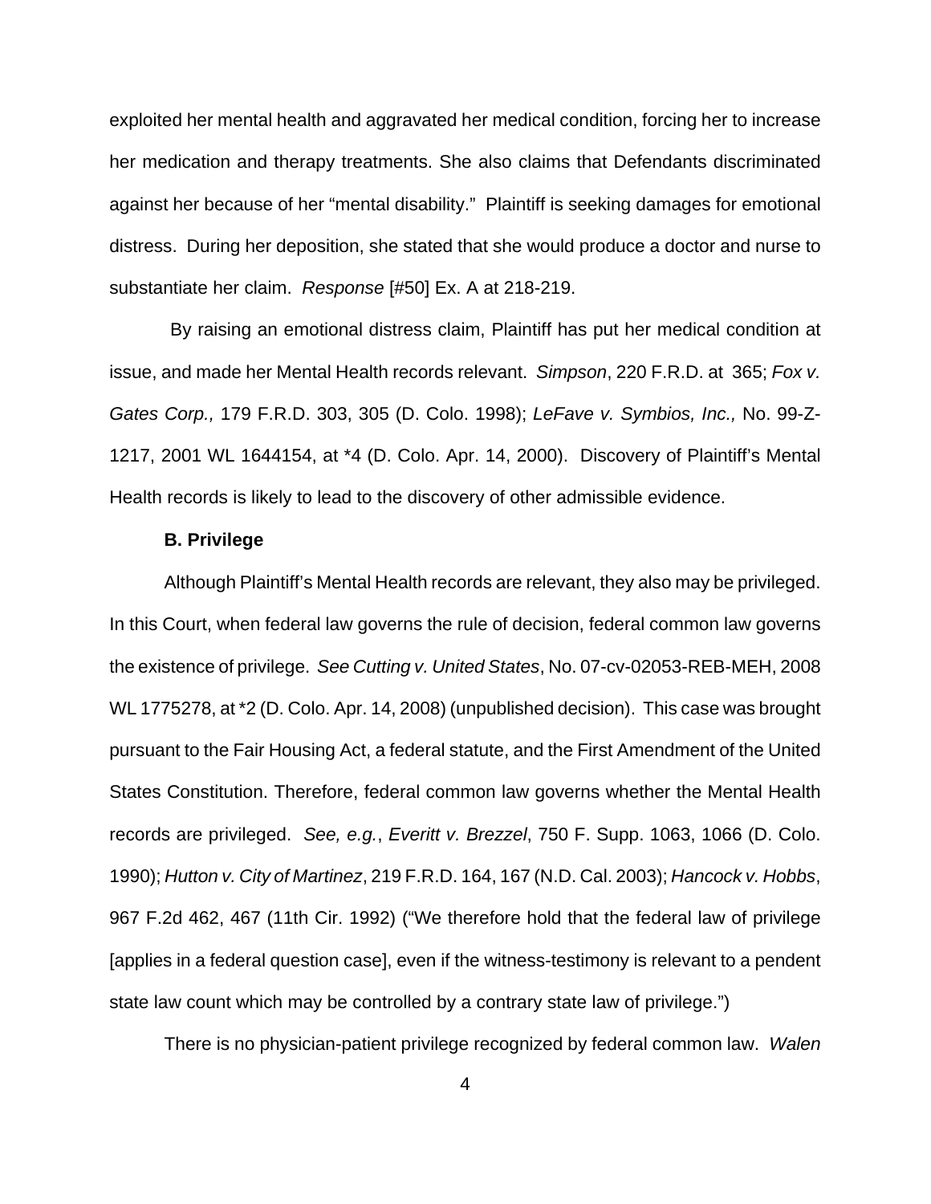exploited her mental health and aggravated her medical condition, forcing her to increase her medication and therapy treatments. She also claims that Defendants discriminated against her because of her "mental disability." Plaintiff is seeking damages for emotional distress. During her deposition, she stated that she would produce a doctor and nurse to substantiate her claim. *Response* [#50] Ex. A at 218-219.

By raising an emotional distress claim, Plaintiff has put her medical condition at issue, and made her Mental Health records relevant. *Simpson*, 220 F.R.D. at 365; *Fox v. Gates Corp.,* 179 F.R.D. 303, 305 (D. Colo. 1998); *LeFave v. Symbios, Inc.,* No. 99-Z-1217, 2001 WL 1644154, at *4 (D. Colo. Apr. 14, 2000). Discovery of Plaintiff's Mental Health records is likely to lead to the discovery of other admissible evidence.

**B. Privilege**

Although Plaintiff's Mental Health records are relevant, they also may be privileged. In this Court, when federal law governs the rule of decision, federal common law governs the existence of privilege. *See Cutting v. United States*, No. 07-cv-02053-REB-MEH, 2008 WL 1775278, at *2 (D. Colo. Apr. 14, 2008) (unpublished decision). This case was brought pursuant to the Fair Housing Act, a federal statute, and the First Amendment of the United States Constitution. Therefore, federal common law governs whether the Mental Health records are privileged. *See, e.g.*, *Everitt v. Brezzel*, 750 F. Supp. 1063, 1066 (D. Colo. 1990); *Hutton v. City of Martinez*, 219 F.R.D. 164, 167 (N.D. Cal. 2003); *Hancock v. Hobbs*, 967 F.2d 462, 467 (11th Cir. 1992) ("We therefore hold that the federal law of privilege [applies in a federal question case], even if the witness-testimony is relevant to a pendent state law count which may be controlled by a contrary state law of privilege.")

There is no physician-patient privilege recognized by federal common law. *Walen*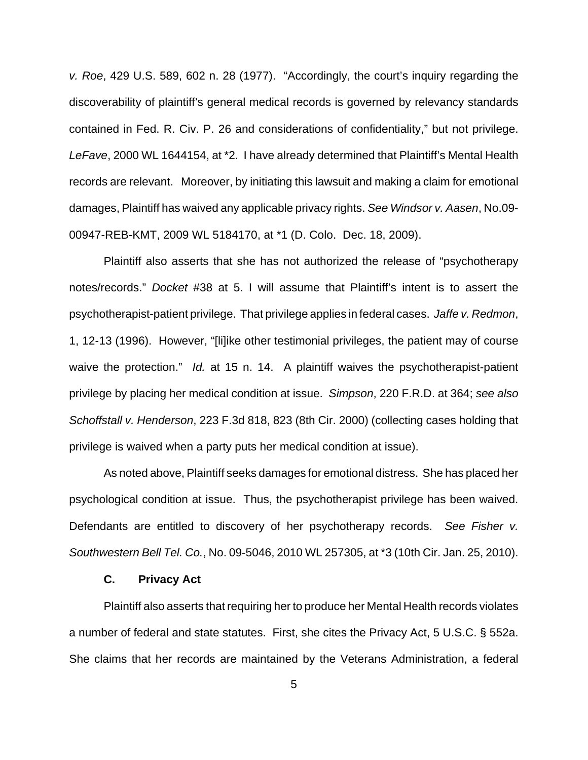*v. Roe*, 429 U.S. 589, 602 n. 28 (1977). "Accordingly, the court's inquiry regarding the discoverability of plaintiff's general medical records is governed by relevancy standards contained in Fed. R. Civ. P. 26 and considerations of confidentiality," but not privilege. *LeFave*, 2000 WL 1644154, at *2. I have already determined that Plaintiff's Mental Health records are relevant. Moreover, by initiating this lawsuit and making a claim for emotional damages, Plaintiff has waived any applicable privacy rights. *See Windsor v. Aasen*, No.09-00947-REB-KMT, 2009 WL 5184170, at *1 (D. Colo. Dec. 18, 2009).

Plaintiff also asserts that she has not authorized the release of "psychotherapy notes/records." *Docket* #38 at 5. I will assume that Plaintiff's intent is to assert the psychotherapist-patient privilege. That privilege applies in federal cases. *Jaffe v. Redmon*, 1, 12-13 (1996). However, "[li]ike other testimonial privileges, the patient may of course waive the protection." *Id.* at 15 n. 14. A plaintiff waives the psychotherapist-patient privilege by placing her medical condition at issue. *Simpson*, 220 F.R.D. at 364; *see also Schoffstall v. Henderson*, 223 F.3d 818, 823 (8th Cir. 2000) (collecting cases holding that privilege is waived when a party puts her medical condition at issue).

As noted above, Plaintiff seeks damages for emotional distress. She has placed her psychological condition at issue. Thus, the psychotherapist privilege has been waived. Defendants are entitled to discovery of her psychotherapy records. *See Fisher v. Southwestern Bell Tel. Co.*, No. 09-5046, 2010 WL 257305, at *3 (10th Cir. Jan. 25, 2010).

### C. Privacy Act

Plaintiff also asserts that requiring her to produce her Mental Health records violates a number of federal and state statutes. First, she cites the Privacy Act, 5 U.S.C. § 552a. She claims that her records are maintained by the Veterans Administration, a federal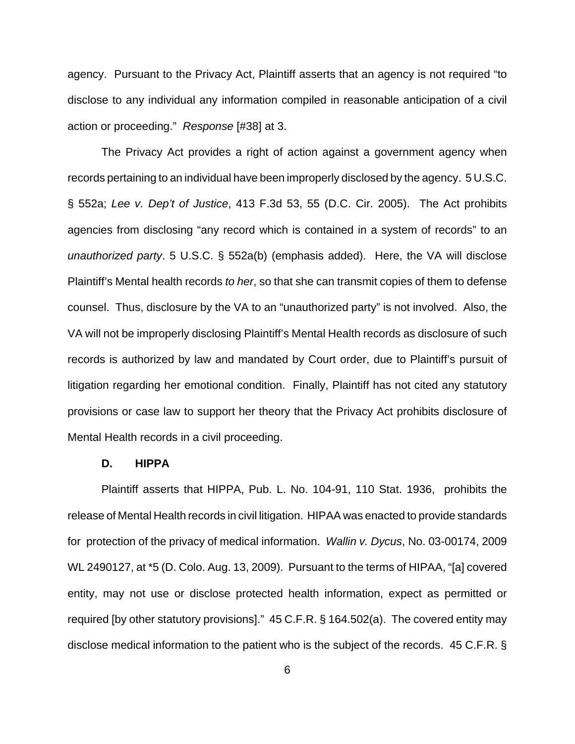agency. Pursuant to the Privacy Act, Plaintiff asserts that an agency is not required "to disclose to any individual any information compiled in reasonable anticipation of a civil action or proceeding." *Response* [#38] at 3.

The Privacy Act provides a right of action against a government agency when records pertaining to an individual have been improperly disclosed by the agency. 5 U.S.C. § 552a; *Lee v. Dep't of Justice*, 413 F.3d 53, 55 (D.C. Cir. 2005). The Act prohibits agencies from disclosing "any record which is contained in a system of records" to an *unauthorized party*. 5 U.S.C. § 552a(b) (emphasis added). Here, the VA will disclose Plaintiff's Mental health records *to her*, so that she can transmit copies of them to defense counsel. Thus, disclosure by the VA to an "unauthorized party" is not involved. Also, the VA will not be improperly disclosing Plaintiff's Mental Health records as disclosure of such records is authorized by law and mandated by Court order, due to Plaintiff's pursuit of litigation regarding her emotional condition. Finally, Plaintiff has not cited any statutory provisions or case law to support her theory that the Privacy Act prohibits disclosure of Mental Health records in a civil proceeding.

**D. HIPPA**

Plaintiff asserts that HIPPA, Pub. L. No. 104-91, 110 Stat. 1936, prohibits the release of Mental Health records in civil litigation. HIPAA was enacted to provide standards for protection of the privacy of medical information. *Wallin v. Dycus*, No. 03-00174, 2009 WL 2490127, at *5 (D. Colo. Aug. 13, 2009). Pursuant to the terms of HIPAA, "[a] covered entity, may not use or disclose protected health information, expect as permitted or required [by other statutory provisions]." 45 C.F.R. § 164.502(a). The covered entity may disclose medical information to the patient who is the subject of the records. 45 C.F.R. §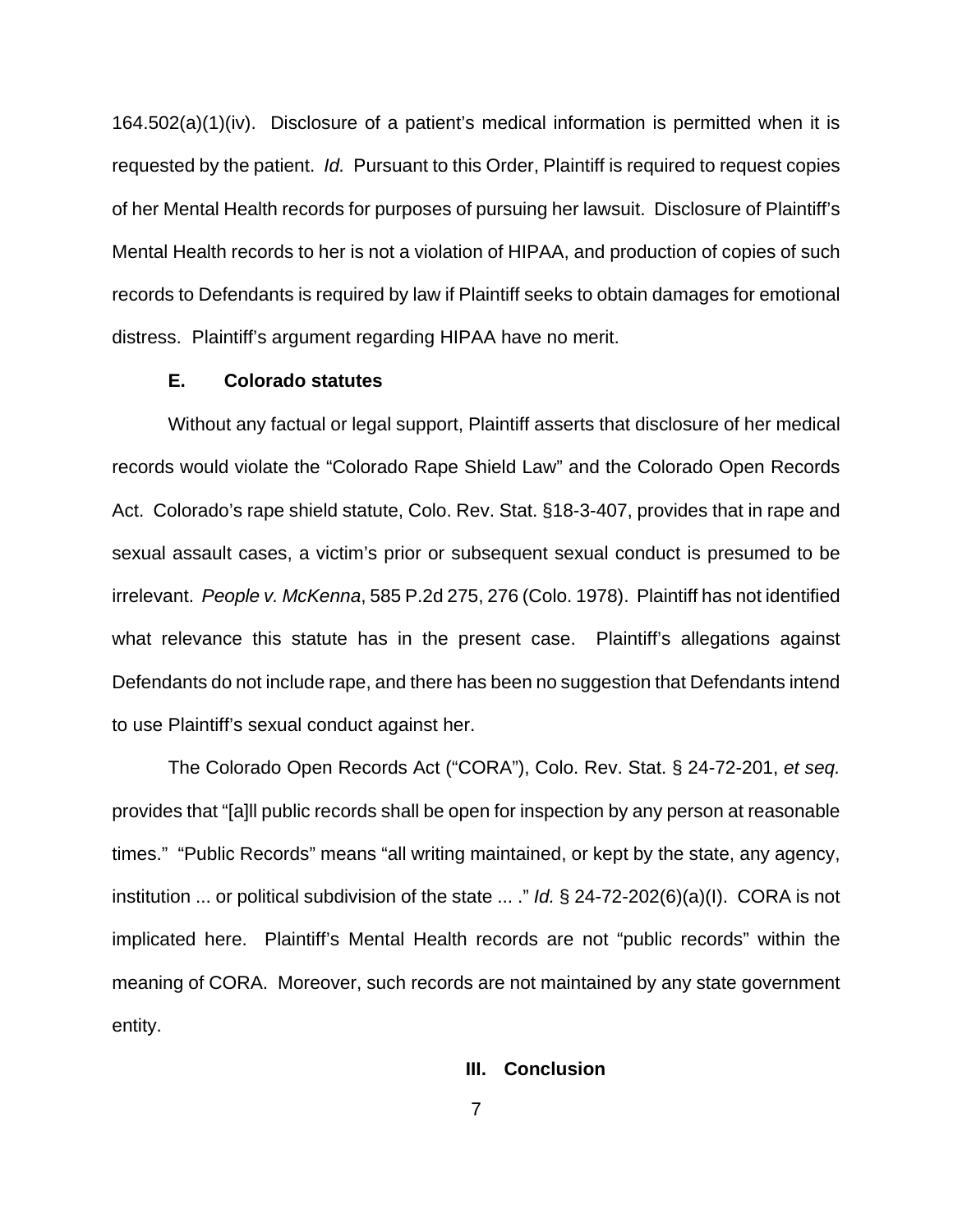164.502(a)(1)(iv). Disclosure of a patient's medical information is permitted when it is requested by the patient. *Id.* Pursuant to this Order, Plaintiff is required to request copies of her Mental Health records for purposes of pursuing her lawsuit. Disclosure of Plaintiff's Mental Health records to her is not a violation of HIPAA, and production of copies of such records to Defendants is required by law if Plaintiff seeks to obtain damages for emotional distress. Plaintiff's argument regarding HIPAA have no merit.

**E. Colorado statutes**

Without any factual or legal support, Plaintiff asserts that disclosure of her medical records would violate the "Colorado Rape Shield Law" and the Colorado Open Records Act. Colorado's rape shield statute, Colo. Rev. Stat. §18-3-407, provides that in rape and sexual assault cases, a victim's prior or subsequent sexual conduct is presumed to be irrelevant. *People v. McKenna*, 585 P.2d 275, 276 (Colo. 1978). Plaintiff has not identified what relevance this statute has in the present case. Plaintiff's allegations against Defendants do not include rape, and there has been no suggestion that Defendants intend to use Plaintiff's sexual conduct against her.

The Colorado Open Records Act ("CORA"), Colo. Rev. Stat. § 24-72-201, *et seq.* provides that "[a]ll public records shall be open for inspection by any person at reasonable times." "Public Records" means "all writing maintained, or kept by the state, any agency, institution ... or political subdivision of the state ... ." *Id.* § 24-72-202(6)(a)(I). CORA is not implicated here. Plaintiff's Mental Health records are not "public records" within the meaning of CORA. Moreover, such records are not maintained by any state government entity.

**III. Conclusion**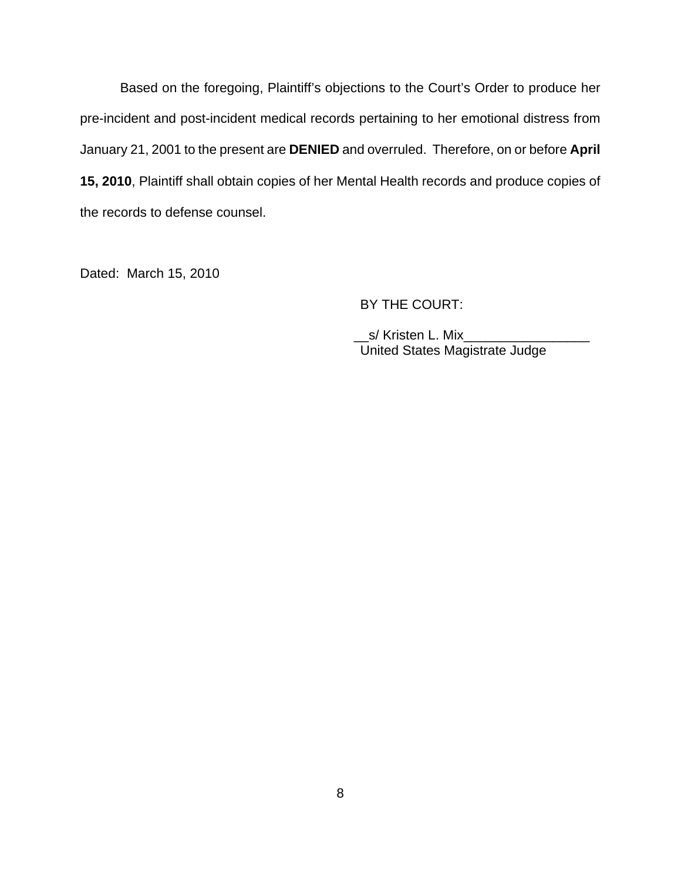Based on the foregoing, Plaintiff's objections to the Court's Order to produce her pre-incident and post-incident medical records pertaining to her emotional distress from January 21, 2001 to the present are **DENIED** and overruled. Therefore, on or before **April 15, 2010**, Plaintiff shall obtain copies of her Mental Health records and produce copies of the records to defense counsel.

Dated: March 15, 2010

BY THE COURT:

__s/ Kristen L. Mix_________________
United States Magistrate Judge